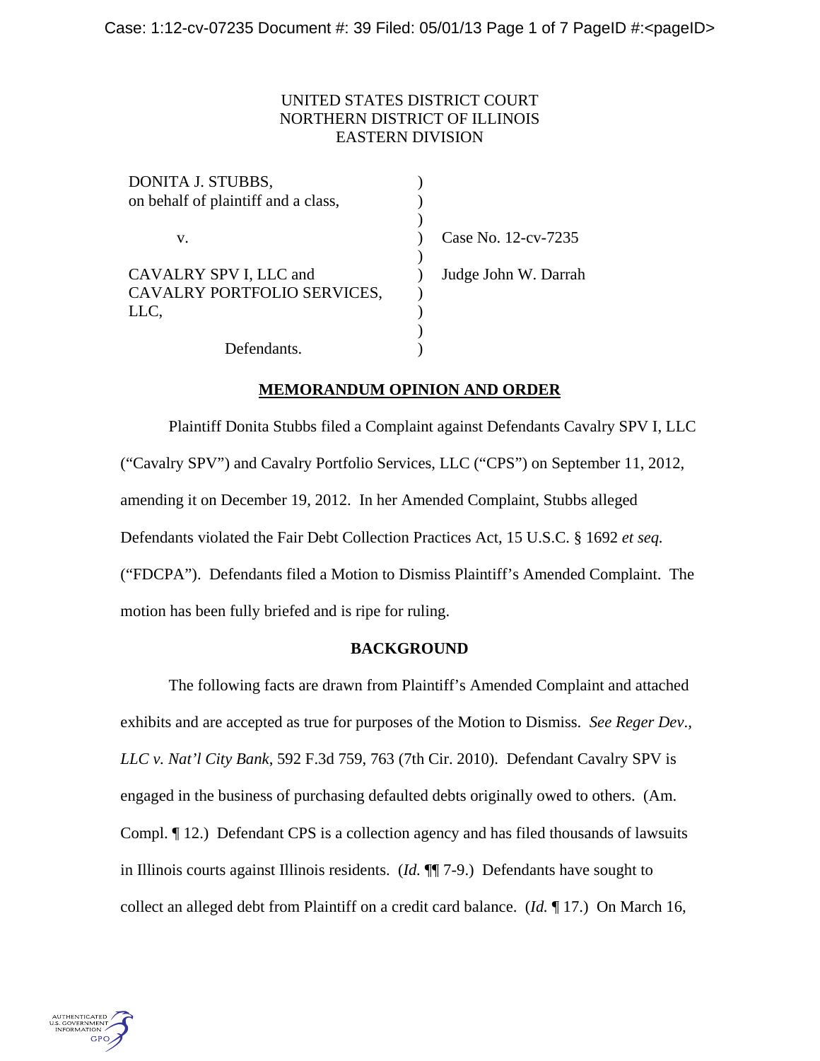UNITED STATES DISTRICT COURT
NORTHERN DISTRICT OF ILLINOIS
EASTERN DIVISION

| | | |
|---|---|---|
| DONITA J. STUBBS, on behalf of plaintiff and a class, | ) | |
| v. | ) | Case No. 12-cv-7235 |
| CAVALRY SPV I, LLC and CAVALRY PORTFOLIO SERVICES, LLC, | ) | Judge John W. Darrah |
| Defendants. | ) | |

## MEMORANDUM OPINION AND ORDER

Plaintiff Donita Stubbs filed a Complaint against Defendants Cavalry SPV I, LLC ("Cavalry SPV") and Cavalry Portfolio Services, LLC ("CPS") on September 11, 2012, amending it on December 19, 2012. In her Amended Complaint, Stubbs alleged Defendants violated the Fair Debt Collection Practices Act, 15 U.S.C. § 1692 *et seq.* ("FDCPA"). Defendants filed a Motion to Dismiss Plaintiff's Amended Complaint. The motion has been fully briefed and is ripe for ruling.

### BACKGROUND

The following facts are drawn from Plaintiff's Amended Complaint and attached exhibits and are accepted as true for purposes of the Motion to Dismiss. *See Reger Dev., LLC v. Nat'l City Bank*, 592 F.3d 759, 763 (7th Cir. 2010). Defendant Cavalry SPV is engaged in the business of purchasing defaulted debts originally owed to others. (Am. Compl. ¶ 12.) Defendant CPS is a collection agency and has filed thousands of lawsuits in Illinois courts against Illinois residents. (*Id.* ¶¶ 7-9.) Defendants have sought to collect an alleged debt from Plaintiff on a credit card balance. (*Id.* ¶ 17.) On March 16,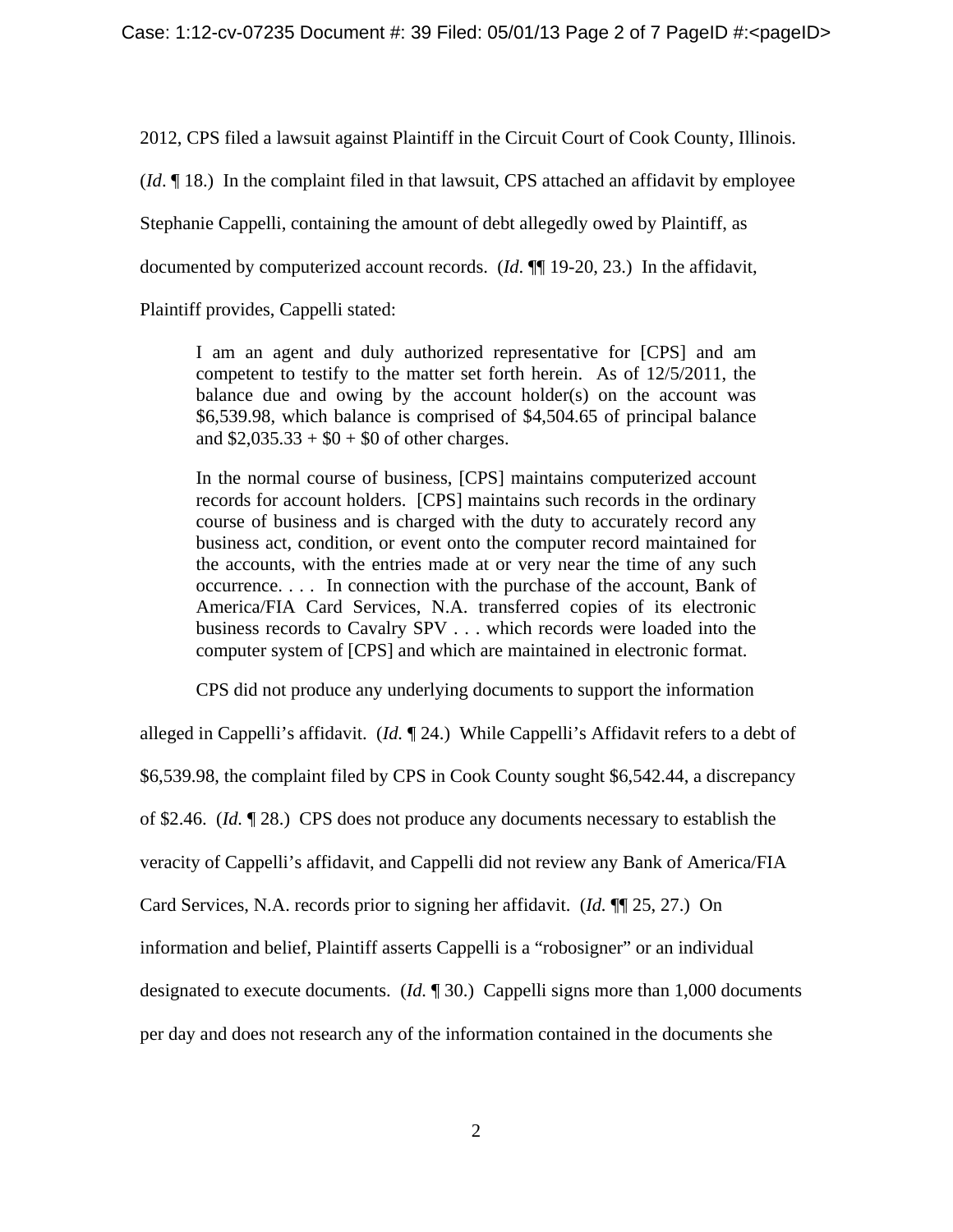2012, CPS filed a lawsuit against Plaintiff in the Circuit Court of Cook County, Illinois. (*Id*. ¶ 18.) In the complaint filed in that lawsuit, CPS attached an affidavit by employee Stephanie Cappelli, containing the amount of debt allegedly owed by Plaintiff, as documented by computerized account records. (*Id*. ¶¶ 19-20, 23.) In the affidavit, Plaintiff provides, Cappelli stated:

> I am an agent and duly authorized representative for [CPS] and am competent to testify to the matter set forth herein. As of 12/5/2011, the balance due and owing by the account holder(s) on the account was \$6,539.98, which balance is comprised of \$4,504.65 of principal balance and \$2,035.33 + \$0 + \$0 of other charges.
>
> In the normal course of business, [CPS] maintains computerized account records for account holders. [CPS] maintains such records in the ordinary course of business and is charged with the duty to accurately record any business act, condition, or event onto the computer record maintained for the accounts, with the entries made at or very near the time of any such occurrence. . . . In connection with the purchase of the account, Bank of America/FIA Card Services, N.A. transferred copies of its electronic business records to Cavalry SPV . . . which records were loaded into the computer system of [CPS] and which are maintained in electronic format.

CPS did not produce any underlying documents to support the information alleged in Cappelli's affidavit. (*Id.* ¶ 24.) While Cappelli's Affidavit refers to a debt of \$6,539.98, the complaint filed by CPS in Cook County sought \$6,542.44, a discrepancy of \$2.46. (*Id.* ¶ 28.) CPS does not produce any documents necessary to establish the veracity of Cappelli's affidavit, and Cappelli did not review any Bank of America/FIA Card Services, N.A. records prior to signing her affidavit. (*Id.* ¶¶ 25, 27.) On information and belief, Plaintiff asserts Cappelli is a "robosigner" or an individual designated to execute documents. (*Id.* ¶ 30.) Cappelli signs more than 1,000 documents per day and does not research any of the information contained in the documents she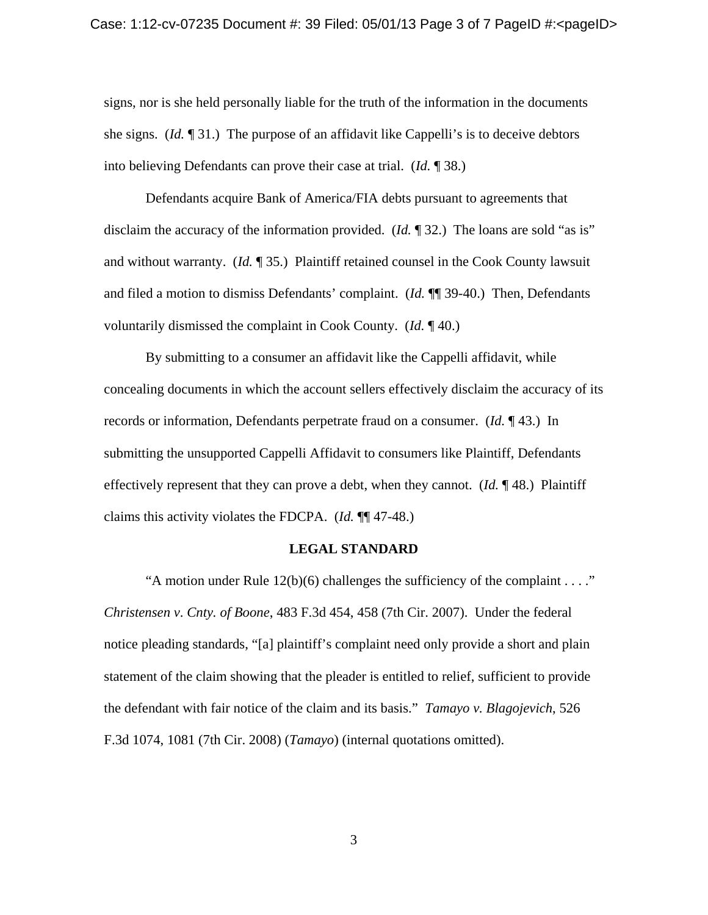signs, nor is she held personally liable for the truth of the information in the documents she signs. (*Id.* ¶ 31.) The purpose of an affidavit like Cappelli's is to deceive debtors into believing Defendants can prove their case at trial. (*Id.* ¶ 38.)

Defendants acquire Bank of America/FIA debts pursuant to agreements that disclaim the accuracy of the information provided. (*Id.* ¶ 32.) The loans are sold "as is" and without warranty. (*Id.* ¶ 35.) Plaintiff retained counsel in the Cook County lawsuit and filed a motion to dismiss Defendants' complaint. (*Id.* ¶¶ 39-40.) Then, Defendants voluntarily dismissed the complaint in Cook County. (*Id.* ¶ 40.)

By submitting to a consumer an affidavit like the Cappelli affidavit, while concealing documents in which the account sellers effectively disclaim the accuracy of its records or information, Defendants perpetrate fraud on a consumer. (*Id.* ¶ 43.) In submitting the unsupported Cappelli Affidavit to consumers like Plaintiff, Defendants effectively represent that they can prove a debt, when they cannot. (*Id.* ¶ 48.) Plaintiff claims this activity violates the FDCPA. (*Id.* ¶¶ 47-48.)

## LEGAL STANDARD

"A motion under Rule 12(b)(6) challenges the sufficiency of the complaint . . . ." *Christensen v. Cnty. of Boone*, 483 F.3d 454, 458 (7th Cir. 2007). Under the federal notice pleading standards, "[a] plaintiff's complaint need only provide a short and plain statement of the claim showing that the pleader is entitled to relief, sufficient to provide the defendant with fair notice of the claim and its basis." *Tamayo v. Blagojevich*, 526 F.3d 1074, 1081 (7th Cir. 2008) (*Tamayo*) (internal quotations omitted).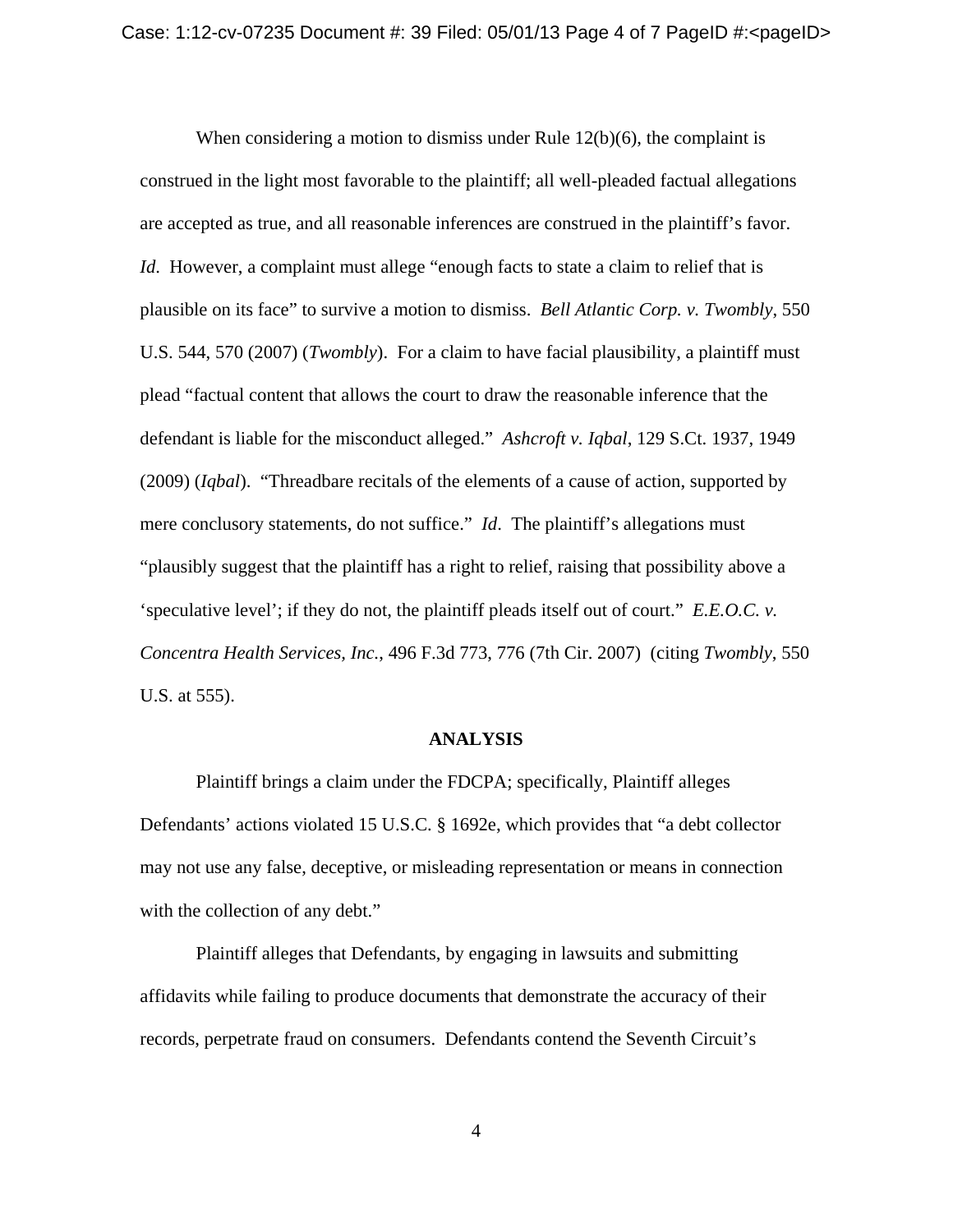When considering a motion to dismiss under Rule 12(b)(6), the complaint is construed in the light most favorable to the plaintiff; all well-pleaded factual allegations are accepted as true, and all reasonable inferences are construed in the plaintiff's favor. *Id*. However, a complaint must allege "enough facts to state a claim to relief that is plausible on its face" to survive a motion to dismiss. *Bell Atlantic Corp. v. Twombly*, 550 U.S. 544, 570 (2007) (*Twombly*). For a claim to have facial plausibility, a plaintiff must plead "factual content that allows the court to draw the reasonable inference that the defendant is liable for the misconduct alleged." *Ashcroft v. Iqbal*, 129 S.Ct. 1937, 1949 (2009) (*Iqbal*). "Threadbare recitals of the elements of a cause of action, supported by mere conclusory statements, do not suffice." *Id*. The plaintiff's allegations must "plausibly suggest that the plaintiff has a right to relief, raising that possibility above a 'speculative level'; if they do not, the plaintiff pleads itself out of court." *E.E.O.C. v. Concentra Health Services, Inc.*, 496 F.3d 773, 776 (7th Cir. 2007) (citing *Twombly*, 550 U.S. at 555).

## ANALYSIS

Plaintiff brings a claim under the FDCPA; specifically, Plaintiff alleges Defendants' actions violated 15 U.S.C. § 1692e, which provides that "a debt collector may not use any false, deceptive, or misleading representation or means in connection with the collection of any debt."

Plaintiff alleges that Defendants, by engaging in lawsuits and submitting affidavits while failing to produce documents that demonstrate the accuracy of their records, perpetrate fraud on consumers. Defendants contend the Seventh Circuit's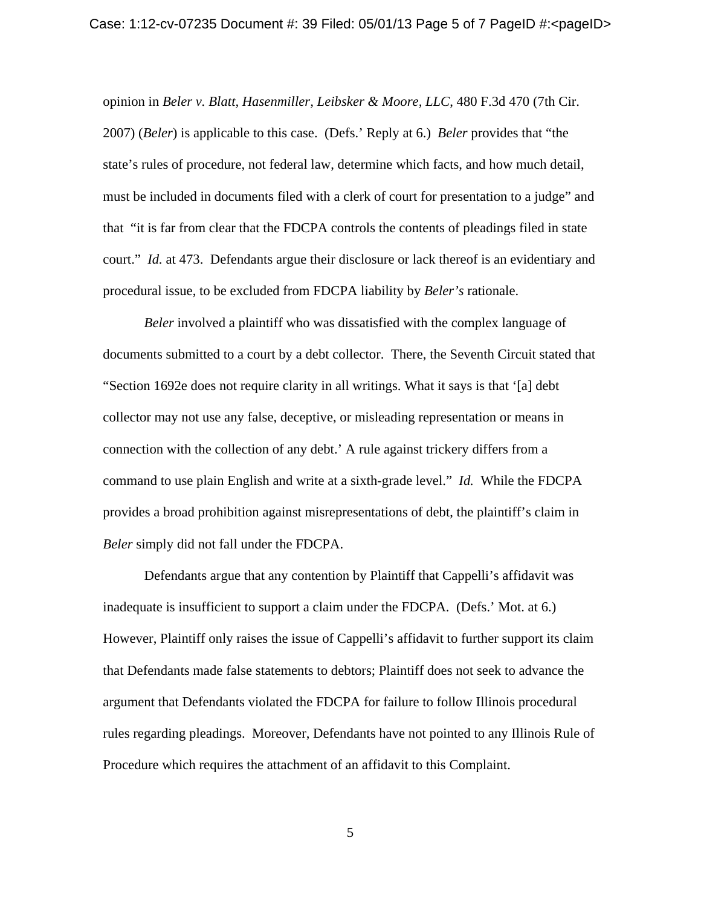opinion in *Beler v. Blatt, Hasenmiller, Leibsker & Moore, LLC*, 480 F.3d 470 (7th Cir. 2007) (*Beler*) is applicable to this case. (Defs.' Reply at 6.) *Beler* provides that "the state's rules of procedure, not federal law, determine which facts, and how much detail, must be included in documents filed with a clerk of court for presentation to a judge" and that "it is far from clear that the FDCPA controls the contents of pleadings filed in state court." *Id.* at 473. Defendants argue their disclosure or lack thereof is an evidentiary and procedural issue, to be excluded from FDCPA liability by *Beler's* rationale.

*Beler* involved a plaintiff who was dissatisfied with the complex language of documents submitted to a court by a debt collector. There, the Seventh Circuit stated that "Section 1692e does not require clarity in all writings. What it says is that '[a] debt collector may not use any false, deceptive, or misleading representation or means in connection with the collection of any debt.' A rule against trickery differs from a command to use plain English and write at a sixth-grade level." *Id.* While the FDCPA provides a broad prohibition against misrepresentations of debt, the plaintiff's claim in *Beler* simply did not fall under the FDCPA.

Defendants argue that any contention by Plaintiff that Cappelli's affidavit was inadequate is insufficient to support a claim under the FDCPA. (Defs.' Mot. at 6.) However, Plaintiff only raises the issue of Cappelli's affidavit to further support its claim that Defendants made false statements to debtors; Plaintiff does not seek to advance the argument that Defendants violated the FDCPA for failure to follow Illinois procedural rules regarding pleadings. Moreover, Defendants have not pointed to any Illinois Rule of Procedure which requires the attachment of an affidavit to this Complaint.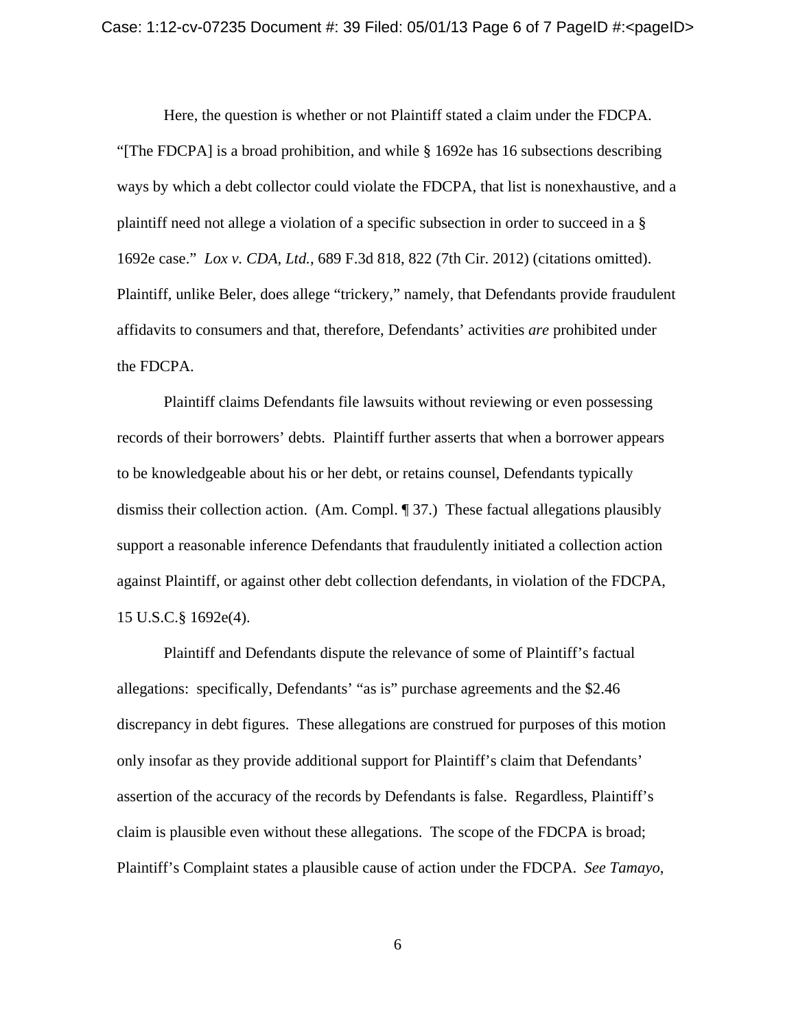Here, the question is whether or not Plaintiff stated a claim under the FDCPA. "[The FDCPA] is a broad prohibition, and while § 1692e has 16 subsections describing ways by which a debt collector could violate the FDCPA, that list is nonexhaustive, and a plaintiff need not allege a violation of a specific subsection in order to succeed in a § 1692e case." *Lox v. CDA, Ltd.*, 689 F.3d 818, 822 (7th Cir. 2012) (citations omitted). Plaintiff, unlike Beler, does allege "trickery," namely, that Defendants provide fraudulent affidavits to consumers and that, therefore, Defendants' activities *are* prohibited under the FDCPA.

Plaintiff claims Defendants file lawsuits without reviewing or even possessing records of their borrowers' debts. Plaintiff further asserts that when a borrower appears to be knowledgeable about his or her debt, or retains counsel, Defendants typically dismiss their collection action. (Am. Compl. ¶ 37.) These factual allegations plausibly support a reasonable inference Defendants that fraudulently initiated a collection action against Plaintiff, or against other debt collection defendants, in violation of the FDCPA, 15 U.S.C.§ 1692e(4).

Plaintiff and Defendants dispute the relevance of some of Plaintiff's factual allegations: specifically, Defendants' "as is" purchase agreements and the $2.46 discrepancy in debt figures. These allegations are construed for purposes of this motion only insofar as they provide additional support for Plaintiff's claim that Defendants' assertion of the accuracy of the records by Defendants is false. Regardless, Plaintiff's claim is plausible even without these allegations. The scope of the FDCPA is broad; Plaintiff's Complaint states a plausible cause of action under the FDCPA. *See Tamayo*,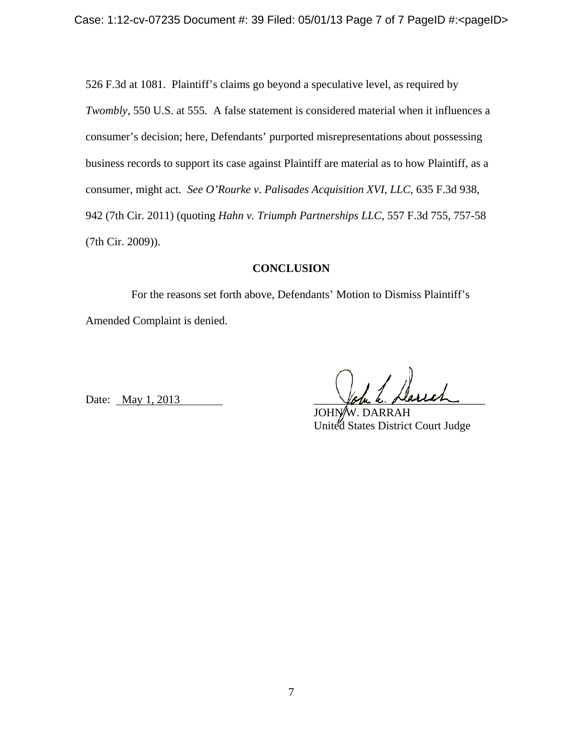526 F.3d at 1081. Plaintiff's claims go beyond a speculative level, as required by *Twombly*, 550 U.S. at 555. A false statement is considered material when it influences a consumer's decision; here, Defendants' purported misrepresentations about possessing business records to support its case against Plaintiff are material as to how Plaintiff, as a consumer, might act. *See O'Rourke v. Palisades Acquisition XVI, LLC*, 635 F.3d 938, 942 (7th Cir. 2011) (quoting *Hahn v. Triumph Partnerships LLC*, 557 F.3d 755, 757-58 (7th Cir. 2009)).

**CONCLUSION**

For the reasons set forth above, Defendants' Motion to Dismiss Plaintiff's Amended Complaint is denied.

Date: May 1, 2013

JOHN W. DARRAH
United States District Court Judge